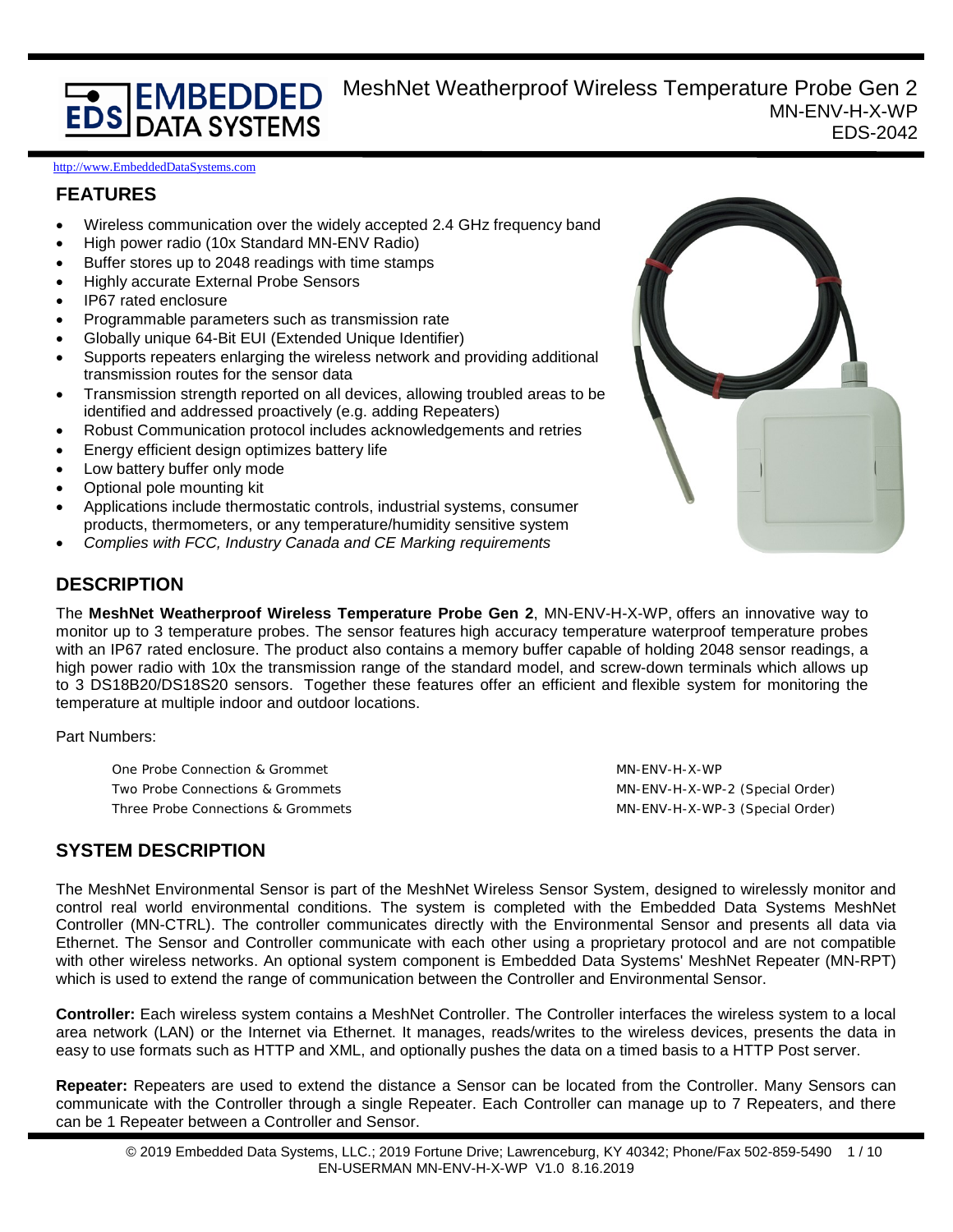# MeshNet Weatherproof Wireless Temperature Probe Gen 2

MN-ENV-H-X-WP

EDS-2042

http://www.EmbeddedDataSystems.com

## FEATURES

- Wireless communication over the widely accepted 2.4 GHz frequency band
- High power radio (10x Standard MN-ENV Radio)
- Buffer stores up to 2048 readings with time stamps
- Highly accurate External Probe Sensors
- IP67 rated enclosure
- Programmable parameters such as transmission rate
- Globally unique 64-Bit EUI (Extended Unique Identifier)
- Supports repeaters enlarging the wireless network and providing additional transmission routes for the sensor data
- Transmission strength reported on all devices, allowing troubled areas to be identified and addressed proactively (e.g. adding Repeaters)
- Robust Communication protocol includes acknowledgements and retries
- Energy efficient design optimizes battery life
- Low battery buffer only mode
- Optional pole mounting kit
- Applications include thermostatic controls, industrial systems, consumer products, thermometers, or any temperature/humidity sensitive system
- *Complies with FCC, Industry Canada and CE Marking requirements*

## DESCRIPTION

The **MeshNet Weatherproof Wireless Temperature Probe Gen 2**, MN-ENV-H-X-WP, offers an innovative way to monitor up to 3 temperature probes. The sensor features high accuracy temperature waterproof temperature probes with an IP67 rated enclosure. The product also contains a memory buffer capable of holding 2048 sensor readings, a high power radio with 10x the transmission range of the standard model, and screw-down terminals which allows up to 3 DS18B20/DS18S20 sensors. Together these features offer an efficient and flexible system for monitoring the temperature at multiple indoor and outdoor locations.

Part Numbers:

| | |
|---|---|
| One Probe Connection & Grommet | MN-ENV-H-X-WP |
| Two Probe Connections & Grommets | MN-ENV-H-X-WP-2 (Special Order) |
| Three Probe Connections & Grommets | MN-ENV-H-X-WP-3 (Special Order) |

## SYSTEM DESCRIPTION

The MeshNet Environmental Sensor is part of the MeshNet Wireless Sensor System, designed to wirelessly monitor and control real world environmental conditions. The system is completed with the Embedded Data Systems MeshNet Controller (MN-CTRL). The controller communicates directly with the Environmental Sensor and presents all data via Ethernet. The Sensor and Controller communicate with each other using a proprietary protocol and are not compatible with other wireless networks. An optional system component is Embedded Data Systems' MeshNet Repeater (MN-RPT) which is used to extend the range of communication between the Controller and Environmental Sensor.

**Controller:** Each wireless system contains a MeshNet Controller. The Controller interfaces the wireless system to a local area network (LAN) or the Internet via Ethernet. It manages, reads/writes to the wireless devices, presents the data in easy to use formats such as HTTP and XML, and optionally pushes the data on a timed basis to a HTTP Post server.

**Repeater:** Repeaters are used to extend the distance a Sensor can be located from the Controller. Many Sensors can communicate with the Controller through a single Repeater. Each Controller can manage up to 7 Repeaters, and there can be 1 Repeater between a Controller and Sensor.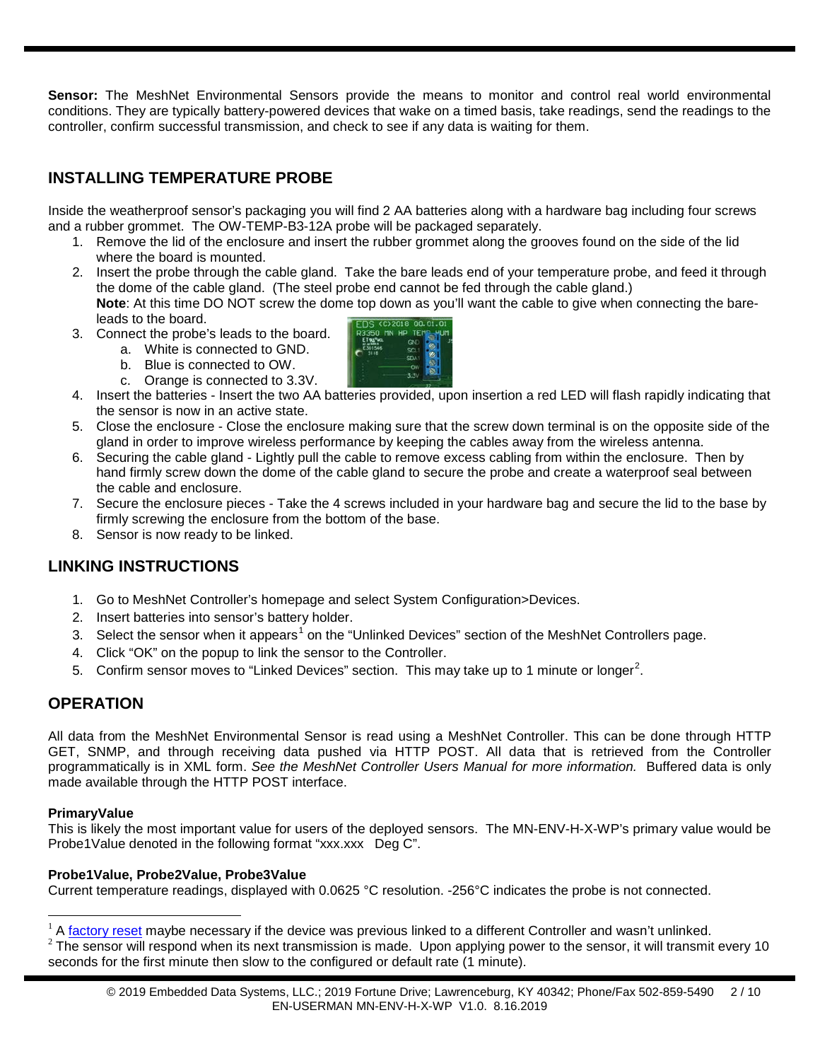**Sensor:** The MeshNet Environmental Sensors provide the means to monitor and control real world environmental conditions. They are typically battery-powered devices that wake on a timed basis, take readings, send the readings to the controller, confirm successful transmission, and check to see if any data is waiting for them.

## INSTALLING TEMPERATURE PROBE

Inside the weatherproof sensor's packaging you will find 2 AA batteries along with a hardware bag including four screws and a rubber grommet. The OW-TEMP-B3-12A probe will be packaged separately.

1. Remove the lid of the enclosure and insert the rubber grommet along the grooves found on the side of the lid where the board is mounted.
2. Insert the probe through the cable gland. Take the bare leads end of your temperature probe, and feed it through the dome of the cable gland. (The steel probe end cannot be fed through the cable gland.)
   **Note**: At this time DO NOT screw the dome top down as you'll want the cable to give when connecting the bare-leads to the board.
3. Connect the probe's leads to the board.
   a. White is connected to GND.
   b. Blue is connected to OW.
   c. Orange is connected to 3.3V.
4. Insert the batteries - Insert the two AA batteries provided, upon insertion a red LED will flash rapidly indicating that the sensor is now in an active state.
5. Close the enclosure - Close the enclosure making sure that the screw down terminal is on the opposite side of the gland in order to improve wireless performance by keeping the cables away from the wireless antenna.
6. Securing the cable gland - Lightly pull the cable to remove excess cabling from within the enclosure. Then by hand firmly screw down the dome of the cable gland to secure the probe and create a waterproof seal between the cable and enclosure.
7. Secure the enclosure pieces - Take the 4 screws included in your hardware bag and secure the lid to the base by firmly screwing the enclosure from the bottom of the base.
8. Sensor is now ready to be linked.

## LINKING INSTRUCTIONS

1. Go to MeshNet Controller's homepage and select System Configuration>Devices.
2. Insert batteries into sensor's battery holder.
3. Select the sensor when it appears[1] on the "Unlinked Devices" section of the MeshNet Controllers page.
4. Click "OK" on the popup to link the sensor to the Controller.
5. Confirm sensor moves to "Linked Devices" section. This may take up to 1 minute or longer[2].

## OPERATION

All data from the MeshNet Environmental Sensor is read using a MeshNet Controller. This can be done through HTTP GET, SNMP, and through receiving data pushed via HTTP POST. All data that is retrieved from the Controller programmatically is in XML form. *See the MeshNet Controller Users Manual for more information.* Buffered data is only made available through the HTTP POST interface.

**PrimaryValue**

This is likely the most important value for users of the deployed sensors. The MN-ENV-H-X-WP's primary value would be Probe1Value denoted in the following format "xxx.xxx Deg C".

**Probe1Value, Probe2Value, Probe3Value**

Current temperature readings, displayed with 0.0625 °C resolution. -256°C indicates the probe is not connected.

---

[1] A factory reset maybe necessary if the device was previous linked to a different Controller and wasn't unlinked.

[2] The sensor will respond when its next transmission is made. Upon applying power to the sensor, it will transmit every 10 seconds for the first minute then slow to the configured or default rate (1 minute).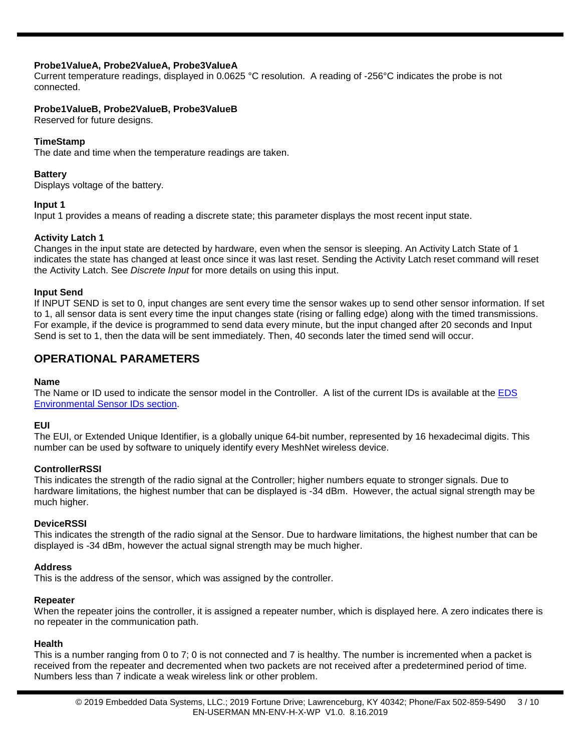**Probe1ValueA, Probe2ValueA, Probe3ValueA**
Current temperature readings, displayed in 0.0625 °C resolution. A reading of -256°C indicates the probe is not connected.

**Probe1ValueB, Probe2ValueB, Probe3ValueB**
Reserved for future designs.

**TimeStamp**
The date and time when the temperature readings are taken.

**Battery**
Displays voltage of the battery.

**Input 1**
Input 1 provides a means of reading a discrete state; this parameter displays the most recent input state.

**Activity Latch 1**
Changes in the input state are detected by hardware, even when the sensor is sleeping. An Activity Latch State of 1 indicates the state has changed at least once since it was last reset. Sending the Activity Latch reset command will reset the Activity Latch. See *Discrete Input* for more details on using this input.

**Input Send**
If INPUT SEND is set to 0, input changes are sent every time the sensor wakes up to send other sensor information. If set to 1, all sensor data is sent every time the input changes state (rising or falling edge) along with the timed transmissions. For example, if the device is programmed to send data every minute, but the input changed after 20 seconds and Input Send is set to 1, then the data will be sent immediately. Then, 40 seconds later the timed send will occur.

## OPERATIONAL PARAMETERS

**Name**
The Name or ID used to indicate the sensor model in the Controller. A list of the current IDs is available at the [EDS Environmental Sensor IDs section](#).

**EUI**
The EUI, or Extended Unique Identifier, is a globally unique 64-bit number, represented by 16 hexadecimal digits. This number can be used by software to uniquely identify every MeshNet wireless device.

**ControllerRSSI**
This indicates the strength of the radio signal at the Controller; higher numbers equate to stronger signals. Due to hardware limitations, the highest number that can be displayed is -34 dBm. However, the actual signal strength may be much higher.

**DeviceRSSI**
This indicates the strength of the radio signal at the Sensor. Due to hardware limitations, the highest number that can be displayed is -34 dBm, however the actual signal strength may be much higher.

**Address**
This is the address of the sensor, which was assigned by the controller.

**Repeater**
When the repeater joins the controller, it is assigned a repeater number, which is displayed here. A zero indicates there is no repeater in the communication path.

**Health**
This is a number ranging from 0 to 7; 0 is not connected and 7 is healthy. The number is incremented when a packet is received from the repeater and decremented when two packets are not received after a predetermined period of time. Numbers less than 7 indicate a weak wireless link or other problem.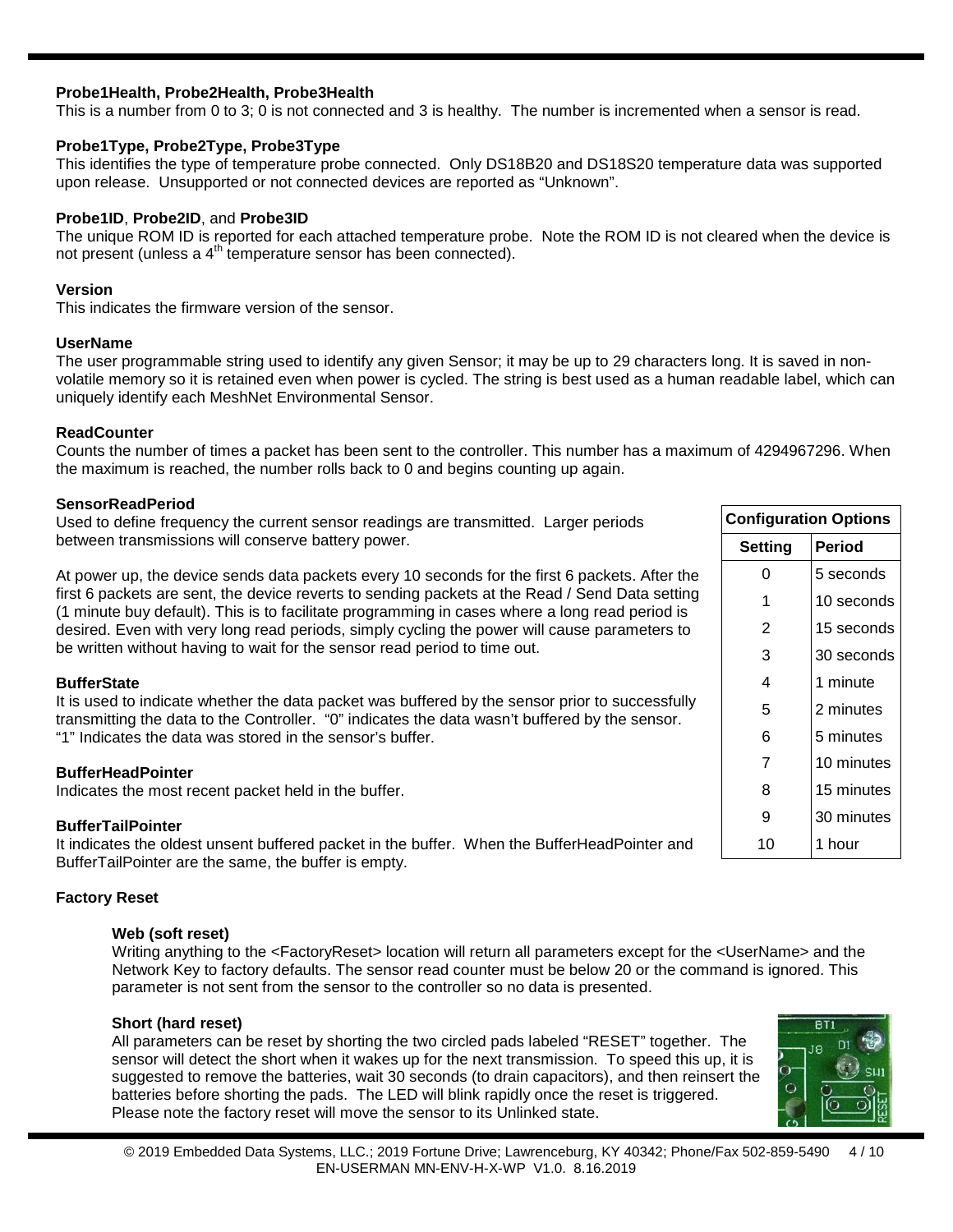**Probe1Health, Probe2Health, Probe3Health**

This is a number from 0 to 3; 0 is not connected and 3 is healthy. The number is incremented when a sensor is read.

**Probe1Type, Probe2Type, Probe3Type**

This identifies the type of temperature probe connected. Only DS18B20 and DS18S20 temperature data was supported upon release. Unsupported or not connected devices are reported as "Unknown".

**Probe1ID**, **Probe2ID**, and **Probe3ID**

The unique ROM ID is reported for each attached temperature probe. Note the ROM ID is not cleared when the device is not present (unless a 4th temperature sensor has been connected).

**Version**

This indicates the firmware version of the sensor.

**UserName**

The user programmable string used to identify any given Sensor; it may be up to 29 characters long. It is saved in non-volatile memory so it is retained even when power is cycled. The string is best used as a human readable label, which can uniquely identify each MeshNet Environmental Sensor.

**ReadCounter**

Counts the number of times a packet has been sent to the controller. This number has a maximum of 4294967296. When the maximum is reached, the number rolls back to 0 and begins counting up again.

**SensorReadPeriod**

Used to define frequency the current sensor readings are transmitted. Larger periods between transmissions will conserve battery power.

At power up, the device sends data packets every 10 seconds for the first 6 packets. After the first 6 packets are sent, the device reverts to sending packets at the Read / Send Data setting (1 minute buy default). This is to facilitate programming in cases where a long read period is desired. Even with very long read periods, simply cycling the power will cause parameters to be written without having to wait for the sensor read period to time out.

| Configuration Options | |
|---|---|
| **Setting** | **Period** |
| 0 | 5 seconds |
| 1 | 10 seconds |
| 2 | 15 seconds |
| 3 | 30 seconds |
| 4 | 1 minute |
| 5 | 2 minutes |
| 6 | 5 minutes |
| 7 | 10 minutes |
| 8 | 15 minutes |
| 9 | 30 minutes |
| 10 | 1 hour |

**BufferState**

It is used to indicate whether the data packet was buffered by the sensor prior to successfully transmitting the data to the Controller. "0" indicates the data wasn't buffered by the sensor. "1" Indicates the data was stored in the sensor's buffer.

**BufferHeadPointer**

Indicates the most recent packet held in the buffer.

**BufferTailPointer**

It indicates the oldest unsent buffered packet in the buffer. When the BufferHeadPointer and BufferTailPointer are the same, the buffer is empty.

**Factory Reset**

**Web (soft reset)**

Writing anything to the <FactoryReset> location will return all parameters except for the <UserName> and the Network Key to factory defaults. The sensor read counter must be below 20 or the command is ignored. This parameter is not sent from the sensor to the controller so no data is presented.

**Short (hard reset)**

All parameters can be reset by shorting the two circled pads labeled "RESET" together. The sensor will detect the short when it wakes up for the next transmission. To speed this up, it is suggested to remove the batteries, wait 30 seconds (to drain capacitors), and then reinsert the batteries before shorting the pads. The LED will blink rapidly once the reset is triggered. Please note the factory reset will move the sensor to its Unlinked state.

© 2019 Embedded Data Systems, LLC.; 2019 Fortune Drive; Lawrenceburg, KY 40342; Phone/Fax 502-859-5490
EN-USERMAN MN-ENV-H-X-WP V1.0. 8.16.2019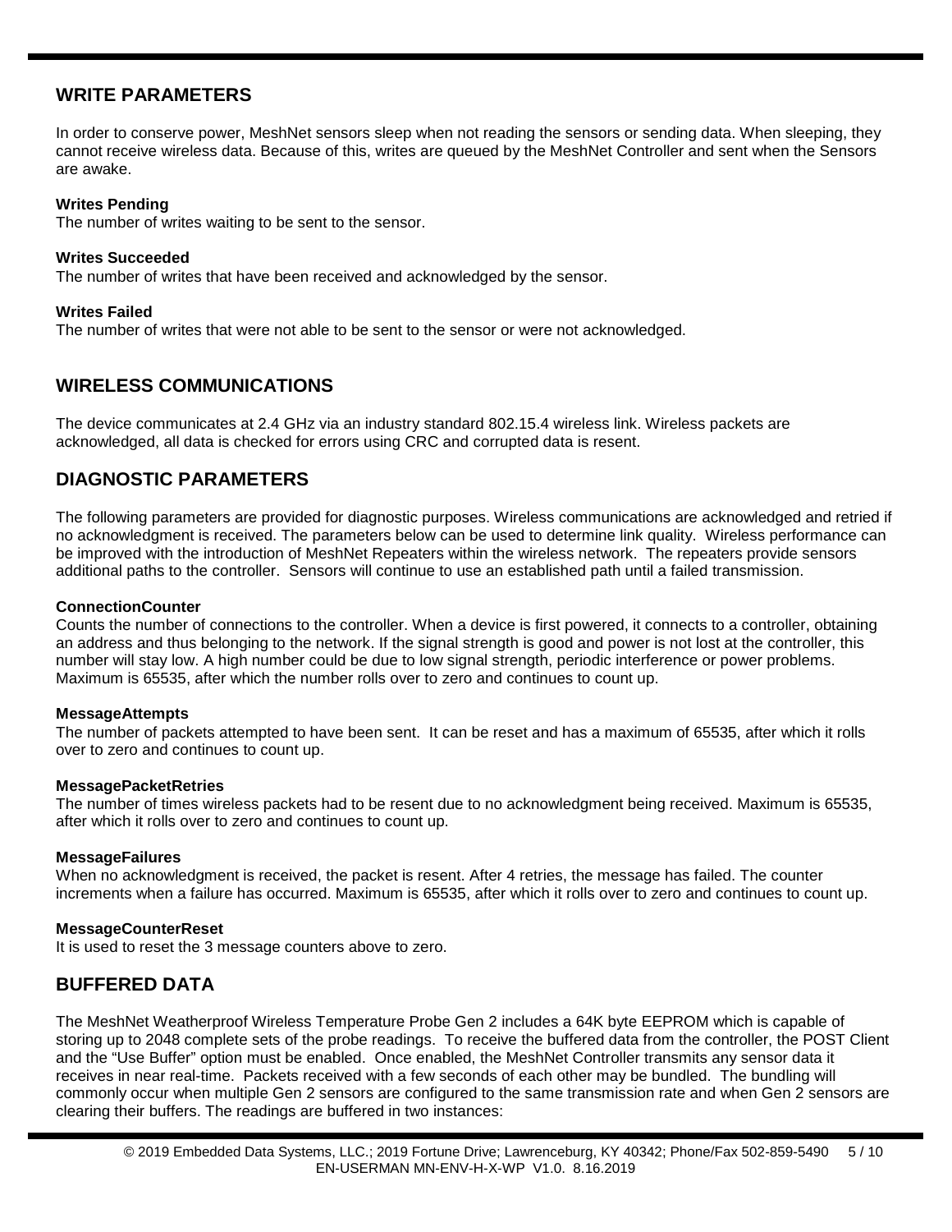## WRITE PARAMETERS

In order to conserve power, MeshNet sensors sleep when not reading the sensors or sending data. When sleeping, they cannot receive wireless data. Because of this, writes are queued by the MeshNet Controller and sent when the Sensors are awake.

**Writes Pending**
The number of writes waiting to be sent to the sensor.

**Writes Succeeded**
The number of writes that have been received and acknowledged by the sensor.

**Writes Failed**
The number of writes that were not able to be sent to the sensor or were not acknowledged.

## WIRELESS COMMUNICATIONS

The device communicates at 2.4 GHz via an industry standard 802.15.4 wireless link. Wireless packets are acknowledged, all data is checked for errors using CRC and corrupted data is resent.

## DIAGNOSTIC PARAMETERS

The following parameters are provided for diagnostic purposes. Wireless communications are acknowledged and retried if no acknowledgment is received. The parameters below can be used to determine link quality. Wireless performance can be improved with the introduction of MeshNet Repeaters within the wireless network. The repeaters provide sensors additional paths to the controller. Sensors will continue to use an established path until a failed transmission.

**ConnectionCounter**
Counts the number of connections to the controller. When a device is first powered, it connects to a controller, obtaining an address and thus belonging to the network. If the signal strength is good and power is not lost at the controller, this number will stay low. A high number could be due to low signal strength, periodic interference or power problems. Maximum is 65535, after which the number rolls over to zero and continues to count up.

**MessageAttempts**
The number of packets attempted to have been sent. It can be reset and has a maximum of 65535, after which it rolls over to zero and continues to count up.

**MessagePacketRetries**
The number of times wireless packets had to be resent due to no acknowledgment being received. Maximum is 65535, after which it rolls over to zero and continues to count up.

**MessageFailures**
When no acknowledgment is received, the packet is resent. After 4 retries, the message has failed. The counter increments when a failure has occurred. Maximum is 65535, after which it rolls over to zero and continues to count up.

**MessageCounterReset**
It is used to reset the 3 message counters above to zero.

## BUFFERED DATA

The MeshNet Weatherproof Wireless Temperature Probe Gen 2 includes a 64K byte EEPROM which is capable of storing up to 2048 complete sets of the probe readings. To receive the buffered data from the controller, the POST Client and the "Use Buffer" option must be enabled. Once enabled, the MeshNet Controller transmits any sensor data it receives in near real-time. Packets received with a few seconds of each other may be bundled. The bundling will commonly occur when multiple Gen 2 sensors are configured to the same transmission rate and when Gen 2 sensors are clearing their buffers. The readings are buffered in two instances: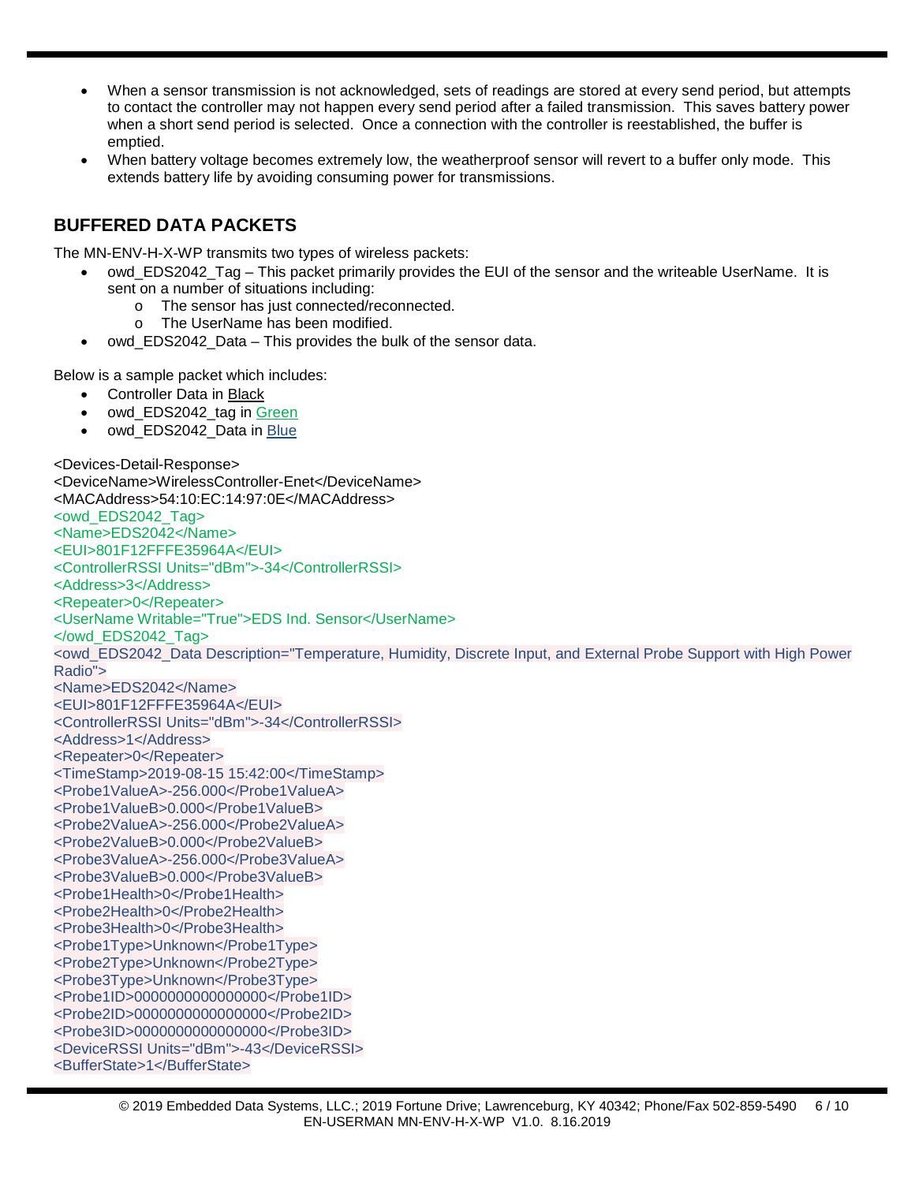- When a sensor transmission is not acknowledged, sets of readings are stored at every send period, but attempts to contact the controller may not happen every send period after a failed transmission. This saves battery power when a short send period is selected. Once a connection with the controller is reestablished, the buffer is emptied.
- When battery voltage becomes extremely low, the weatherproof sensor will revert to a buffer only mode. This extends battery life by avoiding consuming power for transmissions.

## BUFFERED DATA PACKETS

The MN-ENV-H-X-WP transmits two types of wireless packets:

- owd_EDS2042_Tag – This packet primarily provides the EUI of the sensor and the writeable UserName. It is sent on a number of situations including:
  - The sensor has just connected/reconnected.
  - The UserName has been modified.
- owd_EDS2042_Data – This provides the bulk of the sensor data.

Below is a sample packet which includes:

- Controller Data in Black
- owd_EDS2042_tag in Green
- owd_EDS2042_Data in Blue

```
<Devices-Detail-Response>
<DeviceName>WirelessController-Enet</DeviceName>
<MACAddress>54:10:EC:14:97:0E</MACAddress>
<owd_EDS2042_Tag>
<Name>EDS2042</Name>
<EUI>801F12FFFE35964A</EUI>
<ControllerRSSI Units="dBm">-34</ControllerRSSI>
<Address>3</Address>
<Repeater>0</Repeater>
<UserName Writable="True">EDS Ind. Sensor</UserName>
</owd_EDS2042_Tag>
<owd_EDS2042_Data Description="Temperature, Humidity, Discrete Input, and External Probe Support with High Power Radio">
<Name>EDS2042</Name>
<EUI>801F12FFFE35964A</EUI>
<ControllerRSSI Units="dBm">-34</ControllerRSSI>
<Address>1</Address>
<Repeater>0</Repeater>
<TimeStamp>2019-08-15 15:42:00</TimeStamp>
<Probe1ValueA>-256.000</Probe1ValueA>
<Probe1ValueB>0.000</Probe1ValueB>
<Probe2ValueA>-256.000</Probe2ValueA>
<Probe2ValueB>0.000</Probe2ValueB>
<Probe3ValueA>-256.000</Probe3ValueA>
<Probe3ValueB>0.000</Probe3ValueB>
<Probe1Health>0</Probe1Health>
<Probe2Health>0</Probe2Health>
<Probe3Health>0</Probe3Health>
<Probe1Type>Unknown</Probe1Type>
<Probe2Type>Unknown</Probe2Type>
<Probe3Type>Unknown</Probe3Type>
<Probe1ID>0000000000000000</Probe1ID>
<Probe2ID>0000000000000000</Probe2ID>
<Probe3ID>0000000000000000</Probe3ID>
<DeviceRSSI Units="dBm">-43</DeviceRSSI>
<BufferState>1</BufferState>
```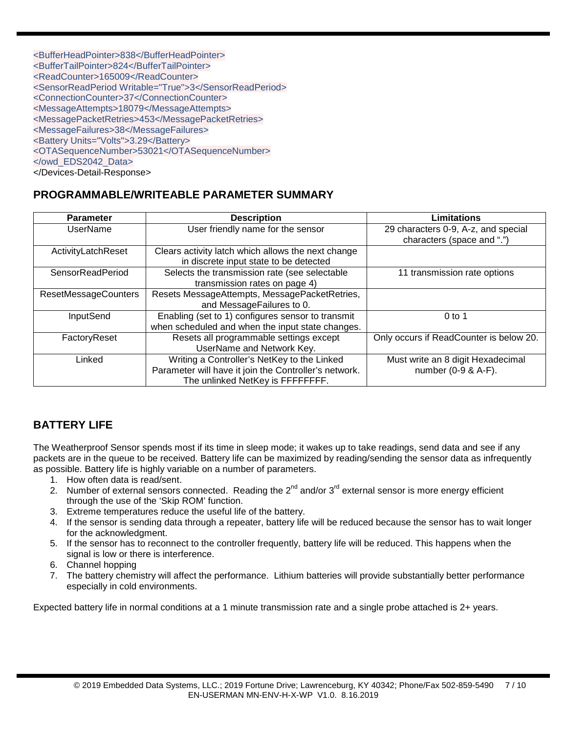```
<BufferHeadPointer>838</BufferHeadPointer>
<BufferTailPointer>824</BufferTailPointer>
<ReadCounter>165009</ReadCounter>
<SensorReadPeriod Writable="True">3</SensorReadPeriod>
<ConnectionCounter>37</ConnectionCounter>
<MessageAttempts>18079</MessageAttempts>
<MessagePacketRetries>453</MessagePacketRetries>
<MessageFailures>38</MessageFailures>
<Battery Units="Volts">3.29</Battery>
<OTASequenceNumber>53021</OTASequenceNumber>
</owd_EDS2042_Data>
</Devices-Detail-Response>
```

## PROGRAMMABLE/WRITEABLE PARAMETER SUMMARY

| Parameter | Description | Limitations |
|---|---|---|
| UserName | User friendly name for the sensor | 29 characters 0-9, A-z, and special characters (space and ".") |
| ActivityLatchReset | Clears activity latch which allows the next change in discrete input state to be detected | |
| SensorReadPeriod | Selects the transmission rate (see selectable transmission rates on page 4) | 11 transmission rate options |
| ResetMessageCounters | Resets MessageAttempts, MessagePacketRetries, and MessageFailures to 0. | |
| InputSend | Enabling (set to 1) configures sensor to transmit when scheduled and when the input state changes. | 0 to 1 |
| FactoryReset | Resets all programmable settings except UserName and Network Key. | Only occurs if ReadCounter is below 20. |
| Linked | Writing a Controller's NetKey to the Linked Parameter will have it join the Controller's network. The unlinked NetKey is FFFFFFFF. | Must write an 8 digit Hexadecimal number (0-9 & A-F). |

## BATTERY LIFE

The Weatherproof Sensor spends most if its time in sleep mode; it wakes up to take readings, send data and see if any packets are in the queue to be received. Battery life can be maximized by reading/sending the sensor data as infrequently as possible. Battery life is highly variable on a number of parameters.

1. How often data is read/sent.
2. Number of external sensors connected. Reading the 2nd and/or 3rd external sensor is more energy efficient through the use of the 'Skip ROM' function.
3. Extreme temperatures reduce the useful life of the battery.
4. If the sensor is sending data through a repeater, battery life will be reduced because the sensor has to wait longer for the acknowledgment.
5. If the sensor has to reconnect to the controller frequently, battery life will be reduced. This happens when the signal is low or there is interference.
6. Channel hopping
7. The battery chemistry will affect the performance. Lithium batteries will provide substantially better performance especially in cold environments.

Expected battery life in normal conditions at a 1 minute transmission rate and a single probe attached is 2+ years.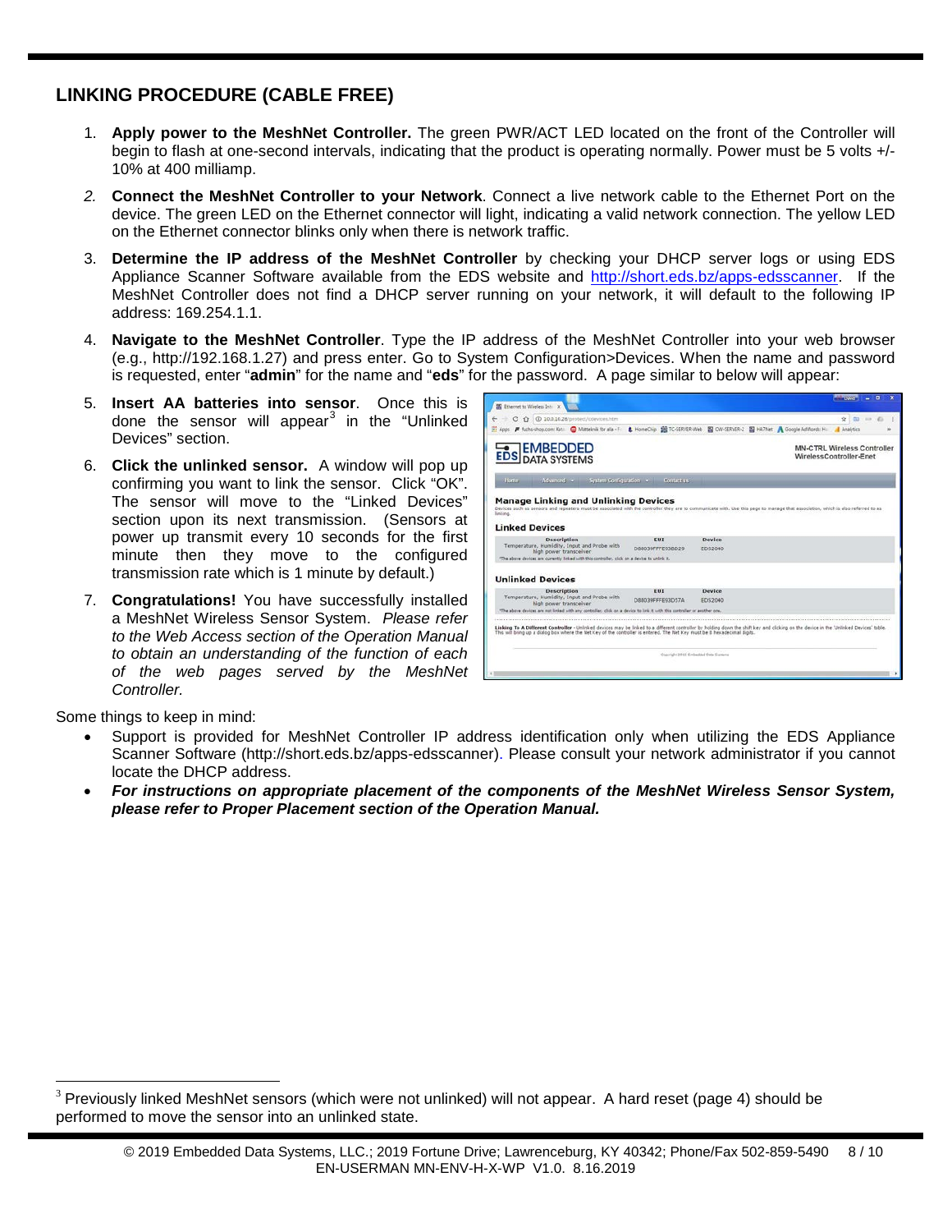## LINKING PROCEDURE (CABLE FREE)

1. **Apply power to the MeshNet Controller.** The green PWR/ACT LED located on the front of the Controller will begin to flash at one-second intervals, indicating that the product is operating normally. Power must be 5 volts +/- 10% at 400 milliamp.
2. **Connect the MeshNet Controller to your Network**. Connect a live network cable to the Ethernet Port on the device. The green LED on the Ethernet connector will light, indicating a valid network connection. The yellow LED on the Ethernet connector blinks only when there is network traffic.
3. **Determine the IP address of the MeshNet Controller** by checking your DHCP server logs or using EDS Appliance Scanner Software available from the EDS website and http://short.eds.bz/apps-edsscanner. If the MeshNet Controller does not find a DHCP server running on your network, it will default to the following IP address: 169.254.1.1.
4. **Navigate to the MeshNet Controller**. Type the IP address of the MeshNet Controller into your web browser (e.g., http://192.168.1.27) and press enter. Go to System Configuration>Devices. When the name and password is requested, enter "**admin**" for the name and "**eds**" for the password. A page similar to below will appear:
5. **Insert AA batteries into sensor**. Once this is done the sensor will appear[3] in the "Unlinked Devices" section.
6. **Click the unlinked sensor.** A window will pop up confirming you want to link the sensor. Click "OK". The sensor will move to the "Linked Devices" section upon its next transmission. (Sensors at power up transmit every 10 seconds for the first minute then they move to the configured transmission rate which is 1 minute by default.)
7. **Congratulations!** You have successfully installed a MeshNet Wireless Sensor System. *Please refer to the Web Access section of the Operation Manual to obtain an understanding of the function of each of the web pages served by the MeshNet Controller.*

Some things to keep in mind:

- Support is provided for MeshNet Controller IP address identification only when utilizing the EDS Appliance Scanner Software (http://short.eds.bz/apps-edsscanner). Please consult your network administrator if you cannot locate the DHCP address.
- ***For instructions on appropriate placement of the components of the MeshNet Wireless Sensor System, please refer to Proper Placement section of the Operation Manual.***

[3] Previously linked MeshNet sensors (which were not unlinked) will not appear. A hard reset (page 4) should be performed to move the sensor into an unlinked state.

© 2019 Embedded Data Systems, LLC.; 2019 Fortune Drive; Lawrenceburg, KY 40342; Phone/Fax 502-859-5490
EN-USERMAN MN-ENV-H-X-WP V1.0. 8.16.2019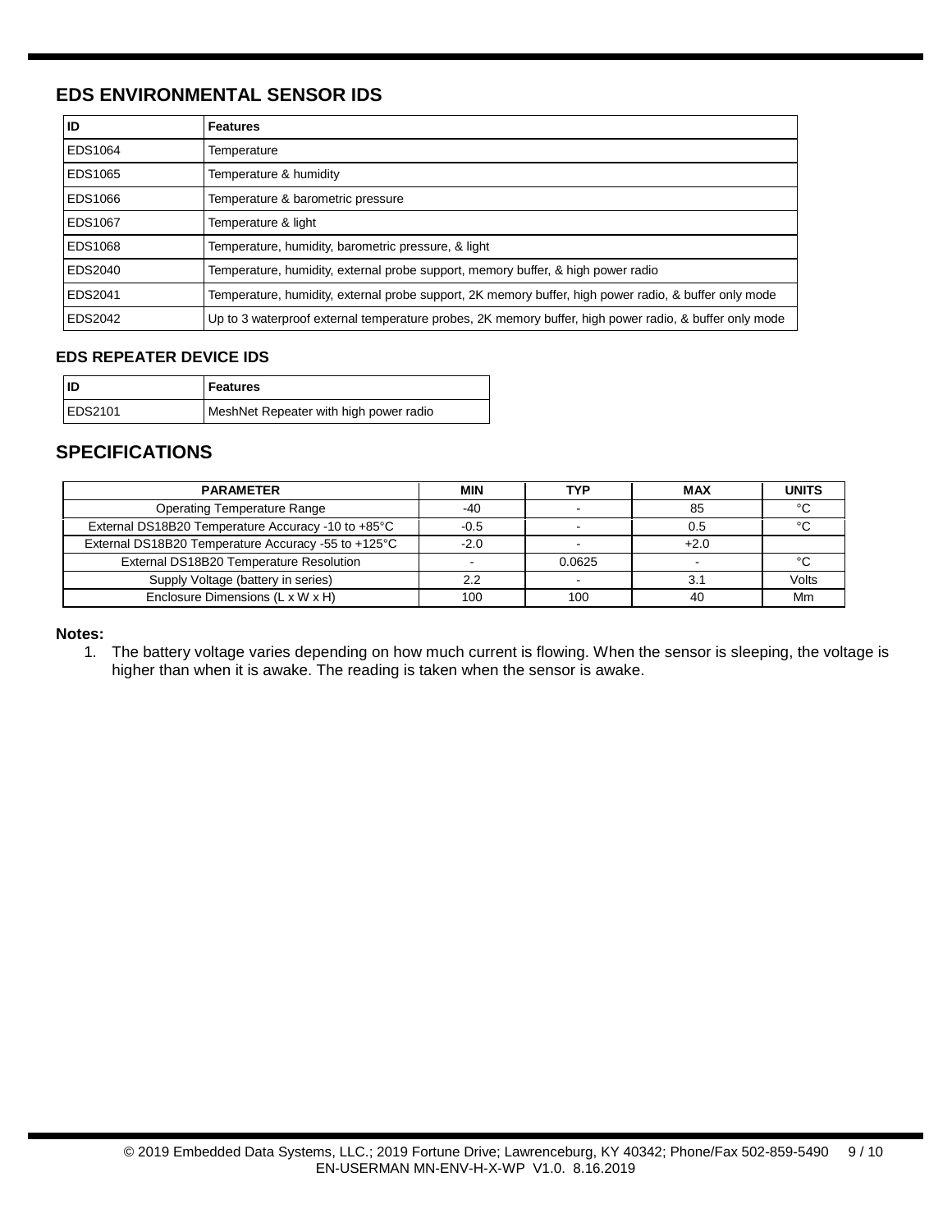## EDS ENVIRONMENTAL SENSOR IDS

| ID | Features |
|---|---|
| EDS1064 | Temperature |
| EDS1065 | Temperature & humidity |
| EDS1066 | Temperature & barometric pressure |
| EDS1067 | Temperature & light |
| EDS1068 | Temperature, humidity, barometric pressure, & light |
| EDS2040 | Temperature, humidity, external probe support, memory buffer, & high power radio |
| EDS2041 | Temperature, humidity, external probe support, 2K memory buffer, high power radio, & buffer only mode |
| EDS2042 | Up to 3 waterproof external temperature probes, 2K memory buffer, high power radio, & buffer only mode |

### EDS REPEATER DEVICE IDS

| ID | Features |
|---|---|
| EDS2101 | MeshNet Repeater with high power radio |

## SPECIFICATIONS

| PARAMETER | MIN | TYP | MAX | UNITS |
|---|---|---|---|---|
| Operating Temperature Range | -40 | - | 85 | °C |
| External DS18B20 Temperature Accuracy -10 to +85°C | -0.5 | - | 0.5 | °C |
| External DS18B20 Temperature Accuracy -55 to +125°C | -2.0 | - | +2.0 | |
| External DS18B20 Temperature Resolution | - | 0.0625 | - | °C |
| Supply Voltage (battery in series) | 2.2 | - | 3.1 | Volts |
| Enclosure Dimensions (L x W x H) | 100 | 100 | 40 | Mm |

**Notes:**

1. The battery voltage varies depending on how much current is flowing. When the sensor is sleeping, the voltage is higher than when it is awake. The reading is taken when the sensor is awake.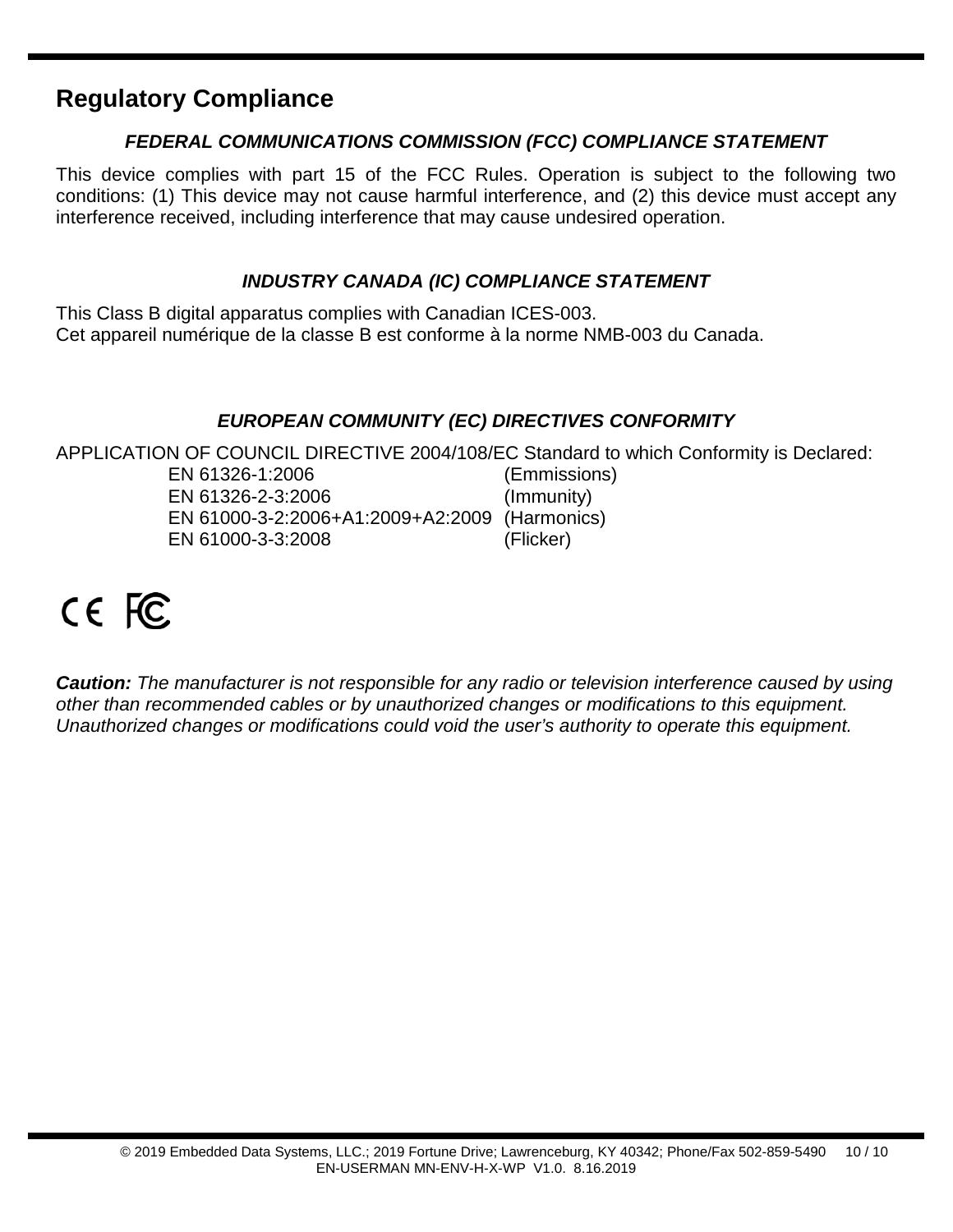## Regulatory Compliance

***FEDERAL COMMUNICATIONS COMMISSION (FCC) COMPLIANCE STATEMENT***

This device complies with part 15 of the FCC Rules. Operation is subject to the following two conditions: (1) This device may not cause harmful interference, and (2) this device must accept any interference received, including interference that may cause undesired operation.

***INDUSTRY CANADA (IC) COMPLIANCE STATEMENT***

This Class B digital apparatus complies with Canadian ICES-003.
Cet appareil numérique de la classe B est conforme à la norme NMB-003 du Canada.

***EUROPEAN COMMUNITY (EC) DIRECTIVES CONFORMITY***

APPLICATION OF COUNCIL DIRECTIVE 2004/108/EC Standard to which Conformity is Declared:

| | |
|---|---|
| EN 61326-1:2006 | (Emmissions) |
| EN 61326-2-3:2006 | (Immunity) |
| EN 61000-3-2:2006+A1:2009+A2:2009 | (Harmonics) |
| EN 61000-3-3:2008 | (Flicker) |

CE FC

***Caution:*** *The manufacturer is not responsible for any radio or television interference caused by using other than recommended cables or by unauthorized changes or modifications to this equipment. Unauthorized changes or modifications could void the user's authority to operate this equipment.*

© 2019 Embedded Data Systems, LLC.; 2019 Fortune Drive; Lawrenceburg, KY 40342; Phone/Fax 502-859-5490
EN-USERMAN MN-ENV-H-X-WP V1.0. 8.16.2019